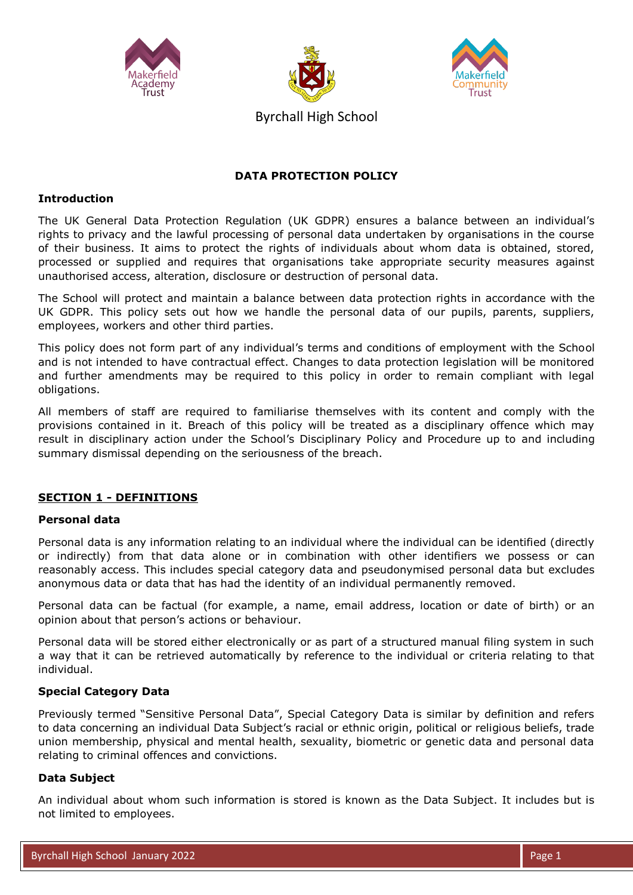Byrchall High School

# DATA PROTECTION POLICY

## Introduction

The UK General Data Protection Regulation (UK GDPR) ensures a balance between an individual's rights to privacy and the lawful processing of personal data undertaken by organisations in the course of their business. It aims to protect the rights of individuals about whom data is obtained, stored, processed or supplied and requires that organisations take appropriate security measures against unauthorised access, alteration, disclosure or destruction of personal data.

The School will protect and maintain a balance between data protection rights in accordance with the UK GDPR. This policy sets out how we handle the personal data of our pupils, parents, suppliers, employees, workers and other third parties.

This policy does not form part of any individual's terms and conditions of employment with the School and is not intended to have contractual effect. Changes to data protection legislation will be monitored and further amendments may be required to this policy in order to remain compliant with legal obligations.

All members of staff are required to familiarise themselves with its content and comply with the provisions contained in it. Breach of this policy will be treated as a disciplinary offence which may result in disciplinary action under the School's Disciplinary Policy and Procedure up to and including summary dismissal depending on the seriousness of the breach.

## SECTION 1 - DEFINITIONS

### Personal data

Personal data is any information relating to an individual where the individual can be identified (directly or indirectly) from that data alone or in combination with other identifiers we possess or can reasonably access. This includes special category data and pseudonymised personal data but excludes anonymous data or data that has had the identity of an individual permanently removed.

Personal data can be factual (for example, a name, email address, location or date of birth) or an opinion about that person's actions or behaviour.

Personal data will be stored either electronically or as part of a structured manual filing system in such a way that it can be retrieved automatically by reference to the individual or criteria relating to that individual.

### Special Category Data

Previously termed "Sensitive Personal Data", Special Category Data is similar by definition and refers to data concerning an individual Data Subject's racial or ethnic origin, political or religious beliefs, trade union membership, physical and mental health, sexuality, biometric or genetic data and personal data relating to criminal offences and convictions.

### Data Subject

An individual about whom such information is stored is known as the Data Subject. It includes but is not limited to employees.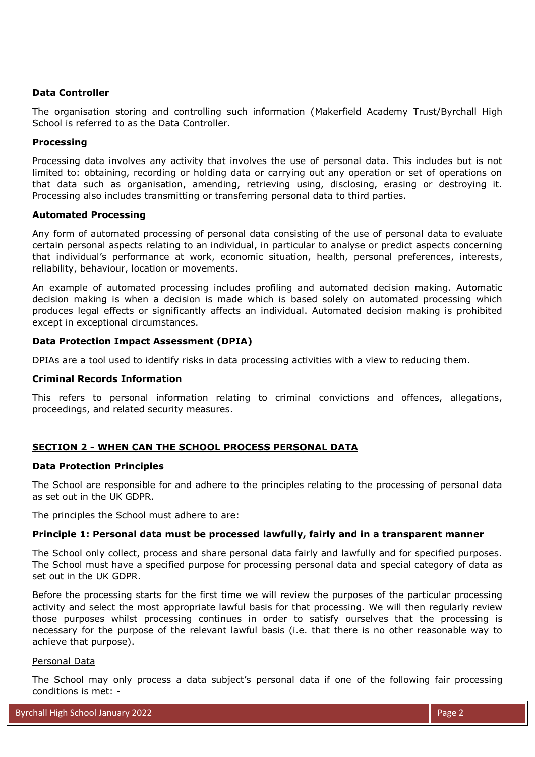**Data Controller**

The organisation storing and controlling such information (Makerfield Academy Trust/Byrchall High School is referred to as the Data Controller.

**Processing**

Processing data involves any activity that involves the use of personal data. This includes but is not limited to: obtaining, recording or holding data or carrying out any operation or set of operations on that data such as organisation, amending, retrieving using, disclosing, erasing or destroying it. Processing also includes transmitting or transferring personal data to third parties.

**Automated Processing**

Any form of automated processing of personal data consisting of the use of personal data to evaluate certain personal aspects relating to an individual, in particular to analyse or predict aspects concerning that individual's performance at work, economic situation, health, personal preferences, interests, reliability, behaviour, location or movements.

An example of automated processing includes profiling and automated decision making. Automatic decision making is when a decision is made which is based solely on automated processing which produces legal effects or significantly affects an individual. Automated decision making is prohibited except in exceptional circumstances.

**Data Protection Impact Assessment (DPIA)**

DPIAs are a tool used to identify risks in data processing activities with a view to reducing them.

**Criminal Records Information**

This refers to personal information relating to criminal convictions and offences, allegations, proceedings, and related security measures.

## SECTION 2 - WHEN CAN THE SCHOOL PROCESS PERSONAL DATA

**Data Protection Principles**

The School are responsible for and adhere to the principles relating to the processing of personal data as set out in the UK GDPR.

The principles the School must adhere to are:

**Principle 1: Personal data must be processed lawfully, fairly and in a transparent manner**

The School only collect, process and share personal data fairly and lawfully and for specified purposes. The School must have a specified purpose for processing personal data and special category of data as set out in the UK GDPR.

Before the processing starts for the first time we will review the purposes of the particular processing activity and select the most appropriate lawful basis for that processing. We will then regularly review those purposes whilst processing continues in order to satisfy ourselves that the processing is necessary for the purpose of the relevant lawful basis (i.e. that there is no other reasonable way to achieve that purpose).

Personal Data

The School may only process a data subject's personal data if one of the following fair processing conditions is met: -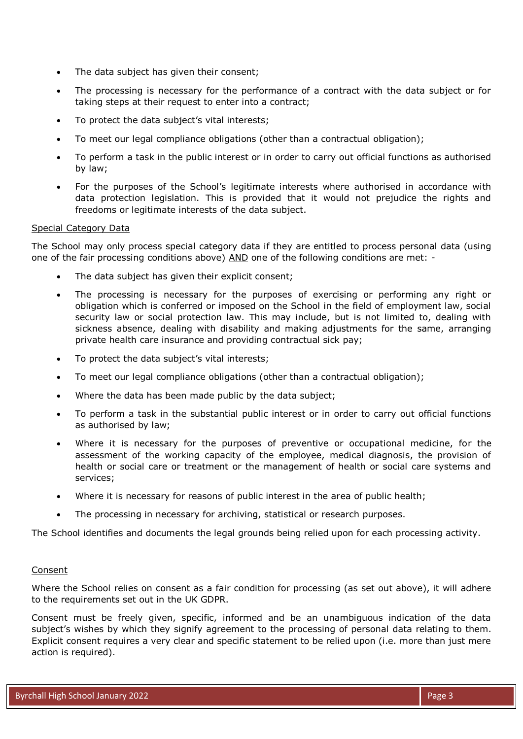- The data subject has given their consent;
- The processing is necessary for the performance of a contract with the data subject or for taking steps at their request to enter into a contract;
- To protect the data subject's vital interests;
- To meet our legal compliance obligations (other than a contractual obligation);
- To perform a task in the public interest or in order to carry out official functions as authorised by law;
- For the purposes of the School's legitimate interests where authorised in accordance with data protection legislation. This is provided that it would not prejudice the rights and freedoms or legitimate interests of the data subject.

Special Category Data

The School may only process special category data if they are entitled to process personal data (using one of the fair processing conditions above) AND one of the following conditions are met: -

- The data subject has given their explicit consent;
- The processing is necessary for the purposes of exercising or performing any right or obligation which is conferred or imposed on the School in the field of employment law, social security law or social protection law. This may include, but is not limited to, dealing with sickness absence, dealing with disability and making adjustments for the same, arranging private health care insurance and providing contractual sick pay;
- To protect the data subject's vital interests;
- To meet our legal compliance obligations (other than a contractual obligation);
- Where the data has been made public by the data subject;
- To perform a task in the substantial public interest or in order to carry out official functions as authorised by law;
- Where it is necessary for the purposes of preventive or occupational medicine, for the assessment of the working capacity of the employee, medical diagnosis, the provision of health or social care or treatment or the management of health or social care systems and services;
- Where it is necessary for reasons of public interest in the area of public health;
- The processing in necessary for archiving, statistical or research purposes.

The School identifies and documents the legal grounds being relied upon for each processing activity.

Consent

Where the School relies on consent as a fair condition for processing (as set out above), it will adhere to the requirements set out in the UK GDPR.

Consent must be freely given, specific, informed and be an unambiguous indication of the data subject's wishes by which they signify agreement to the processing of personal data relating to them. Explicit consent requires a very clear and specific statement to be relied upon (i.e. more than just mere action is required).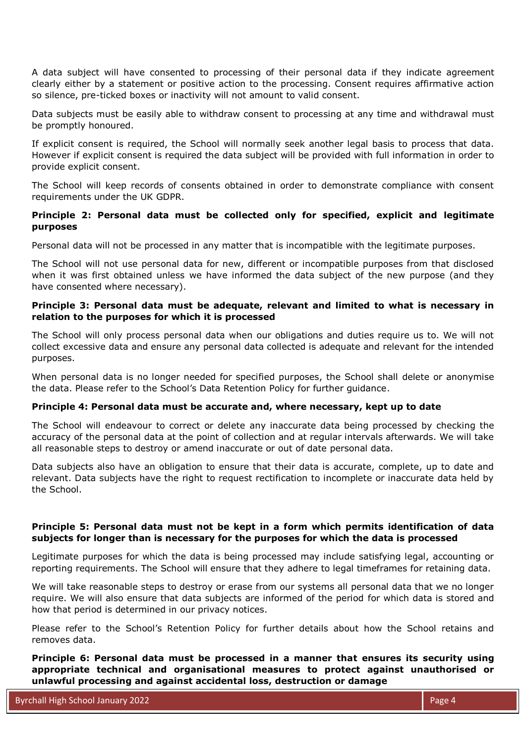A data subject will have consented to processing of their personal data if they indicate agreement clearly either by a statement or positive action to the processing. Consent requires affirmative action so silence, pre-ticked boxes or inactivity will not amount to valid consent.

Data subjects must be easily able to withdraw consent to processing at any time and withdrawal must be promptly honoured.

If explicit consent is required, the School will normally seek another legal basis to process that data. However if explicit consent is required the data subject will be provided with full information in order to provide explicit consent.

The School will keep records of consents obtained in order to demonstrate compliance with consent requirements under the UK GDPR.

**Principle 2: Personal data must be collected only for specified, explicit and legitimate purposes**

Personal data will not be processed in any matter that is incompatible with the legitimate purposes.

The School will not use personal data for new, different or incompatible purposes from that disclosed when it was first obtained unless we have informed the data subject of the new purpose (and they have consented where necessary).

**Principle 3: Personal data must be adequate, relevant and limited to what is necessary in relation to the purposes for which it is processed**

The School will only process personal data when our obligations and duties require us to. We will not collect excessive data and ensure any personal data collected is adequate and relevant for the intended purposes.

When personal data is no longer needed for specified purposes, the School shall delete or anonymise the data. Please refer to the School's Data Retention Policy for further guidance.

**Principle 4: Personal data must be accurate and, where necessary, kept up to date**

The School will endeavour to correct or delete any inaccurate data being processed by checking the accuracy of the personal data at the point of collection and at regular intervals afterwards. We will take all reasonable steps to destroy or amend inaccurate or out of date personal data.

Data subjects also have an obligation to ensure that their data is accurate, complete, up to date and relevant. Data subjects have the right to request rectification to incomplete or inaccurate data held by the School.

**Principle 5: Personal data must not be kept in a form which permits identification of data subjects for longer than is necessary for the purposes for which the data is processed**

Legitimate purposes for which the data is being processed may include satisfying legal, accounting or reporting requirements. The School will ensure that they adhere to legal timeframes for retaining data.

We will take reasonable steps to destroy or erase from our systems all personal data that we no longer require. We will also ensure that data subjects are informed of the period for which data is stored and how that period is determined in our privacy notices.

Please refer to the School's Retention Policy for further details about how the School retains and removes data.

**Principle 6: Personal data must be processed in a manner that ensures its security using appropriate technical and organisational measures to protect against unauthorised or unlawful processing and against accidental loss, destruction or damage**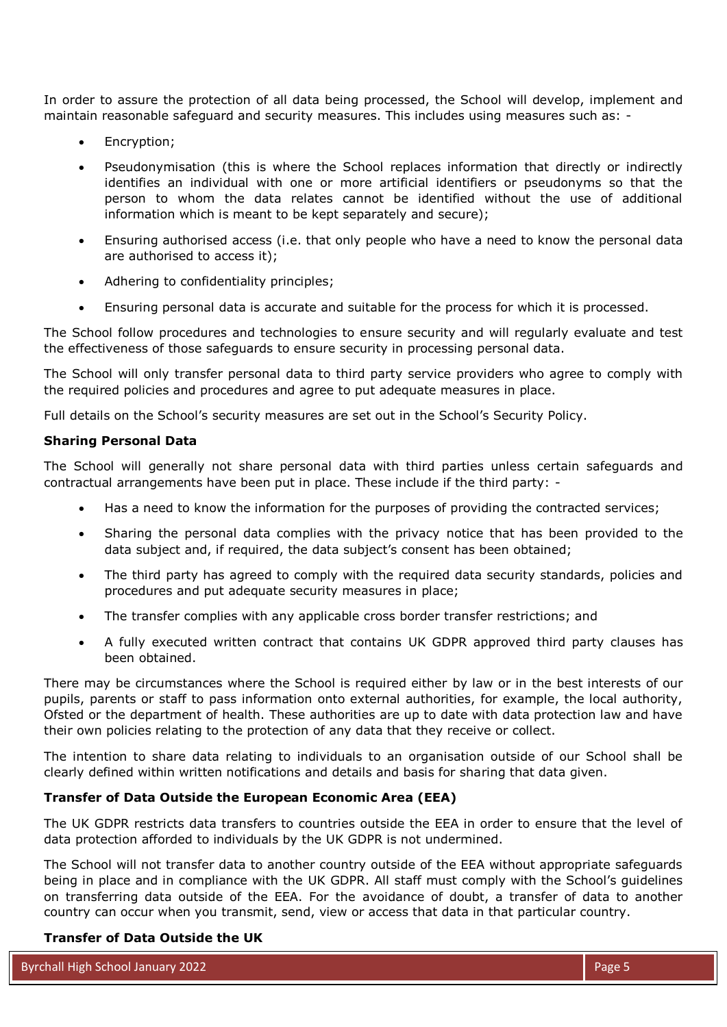In order to assure the protection of all data being processed, the School will develop, implement and maintain reasonable safeguard and security measures. This includes using measures such as: -

- Encryption;
- Pseudonymisation (this is where the School replaces information that directly or indirectly identifies an individual with one or more artificial identifiers or pseudonyms so that the person to whom the data relates cannot be identified without the use of additional information which is meant to be kept separately and secure);
- Ensuring authorised access (i.e. that only people who have a need to know the personal data are authorised to access it);
- Adhering to confidentiality principles;
- Ensuring personal data is accurate and suitable for the process for which it is processed.

The School follow procedures and technologies to ensure security and will regularly evaluate and test the effectiveness of those safeguards to ensure security in processing personal data.

The School will only transfer personal data to third party service providers who agree to comply with the required policies and procedures and agree to put adequate measures in place.

Full details on the School's security measures are set out in the School's Security Policy.

**Sharing Personal Data**

The School will generally not share personal data with third parties unless certain safeguards and contractual arrangements have been put in place. These include if the third party: -

- Has a need to know the information for the purposes of providing the contracted services;
- Sharing the personal data complies with the privacy notice that has been provided to the data subject and, if required, the data subject's consent has been obtained;
- The third party has agreed to comply with the required data security standards, policies and procedures and put adequate security measures in place;
- The transfer complies with any applicable cross border transfer restrictions; and
- A fully executed written contract that contains UK GDPR approved third party clauses has been obtained.

There may be circumstances where the School is required either by law or in the best interests of our pupils, parents or staff to pass information onto external authorities, for example, the local authority, Ofsted or the department of health. These authorities are up to date with data protection law and have their own policies relating to the protection of any data that they receive or collect.

The intention to share data relating to individuals to an organisation outside of our School shall be clearly defined within written notifications and details and basis for sharing that data given.

**Transfer of Data Outside the European Economic Area (EEA)**

The UK GDPR restricts data transfers to countries outside the EEA in order to ensure that the level of data protection afforded to individuals by the UK GDPR is not undermined.

The School will not transfer data to another country outside of the EEA without appropriate safeguards being in place and in compliance with the UK GDPR. All staff must comply with the School's guidelines on transferring data outside of the EEA. For the avoidance of doubt, a transfer of data to another country can occur when you transmit, send, view or access that data in that particular country.

**Transfer of Data Outside the UK**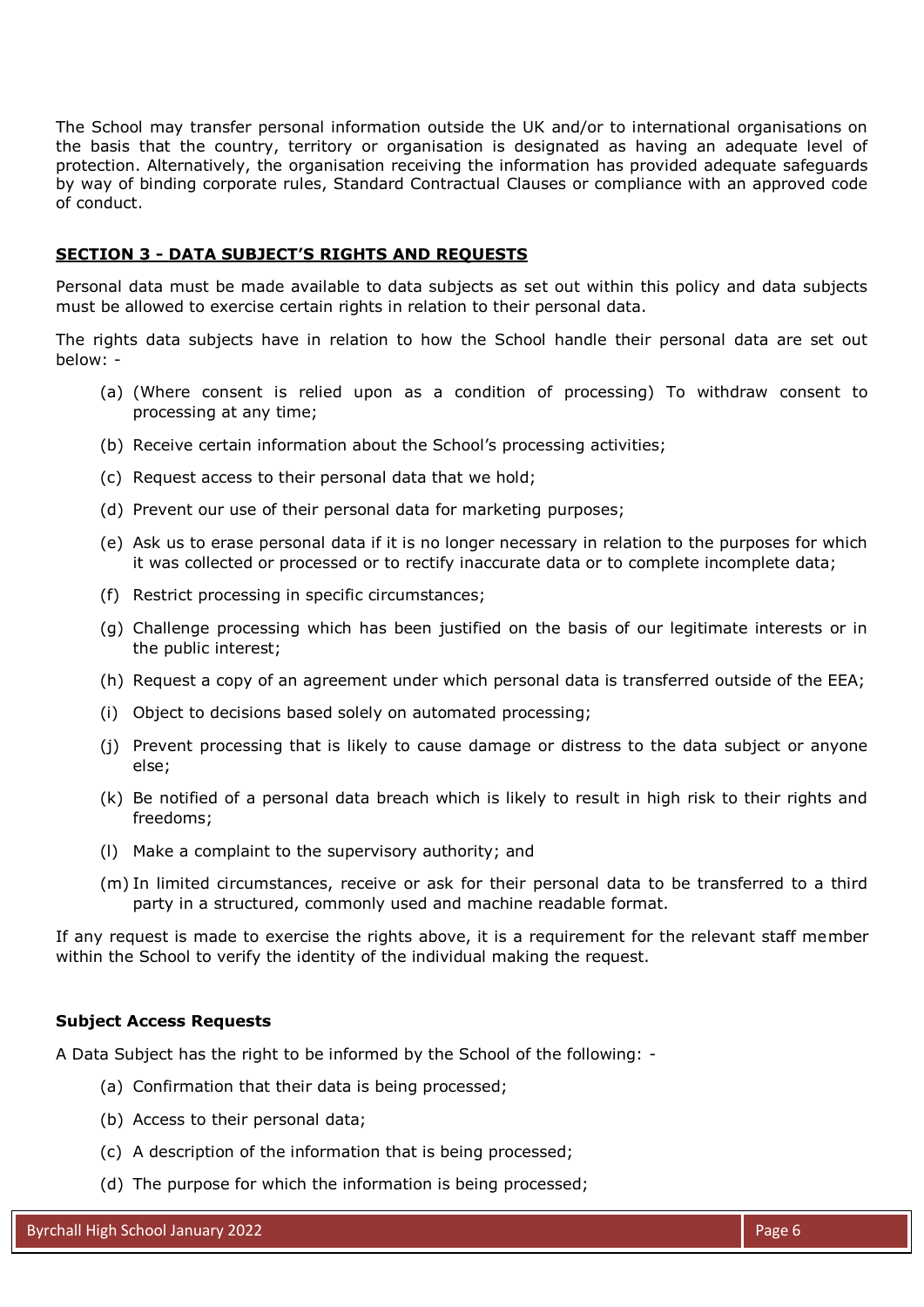The School may transfer personal information outside the UK and/or to international organisations on the basis that the country, territory or organisation is designated as having an adequate level of protection. Alternatively, the organisation receiving the information has provided adequate safeguards by way of binding corporate rules, Standard Contractual Clauses or compliance with an approved code of conduct.

## **SECTION 3 - DATA SUBJECT'S RIGHTS AND REQUESTS**

Personal data must be made available to data subjects as set out within this policy and data subjects must be allowed to exercise certain rights in relation to their personal data.

The rights data subjects have in relation to how the School handle their personal data are set out below: -

(a) (Where consent is relied upon as a condition of processing) To withdraw consent to processing at any time;

(b) Receive certain information about the School's processing activities;

(c) Request access to their personal data that we hold;

(d) Prevent our use of their personal data for marketing purposes;

(e) Ask us to erase personal data if it is no longer necessary in relation to the purposes for which it was collected or processed or to rectify inaccurate data or to complete incomplete data;

(f) Restrict processing in specific circumstances;

(g) Challenge processing which has been justified on the basis of our legitimate interests or in the public interest;

(h) Request a copy of an agreement under which personal data is transferred outside of the EEA;

(i) Object to decisions based solely on automated processing;

(j) Prevent processing that is likely to cause damage or distress to the data subject or anyone else;

(k) Be notified of a personal data breach which is likely to result in high risk to their rights and freedoms;

(l) Make a complaint to the supervisory authority; and

(m) In limited circumstances, receive or ask for their personal data to be transferred to a third party in a structured, commonly used and machine readable format.

If any request is made to exercise the rights above, it is a requirement for the relevant staff member within the School to verify the identity of the individual making the request.

### **Subject Access Requests**

A Data Subject has the right to be informed by the School of the following: -

(a) Confirmation that their data is being processed;

(b) Access to their personal data;

(c) A description of the information that is being processed;

(d) The purpose for which the information is being processed;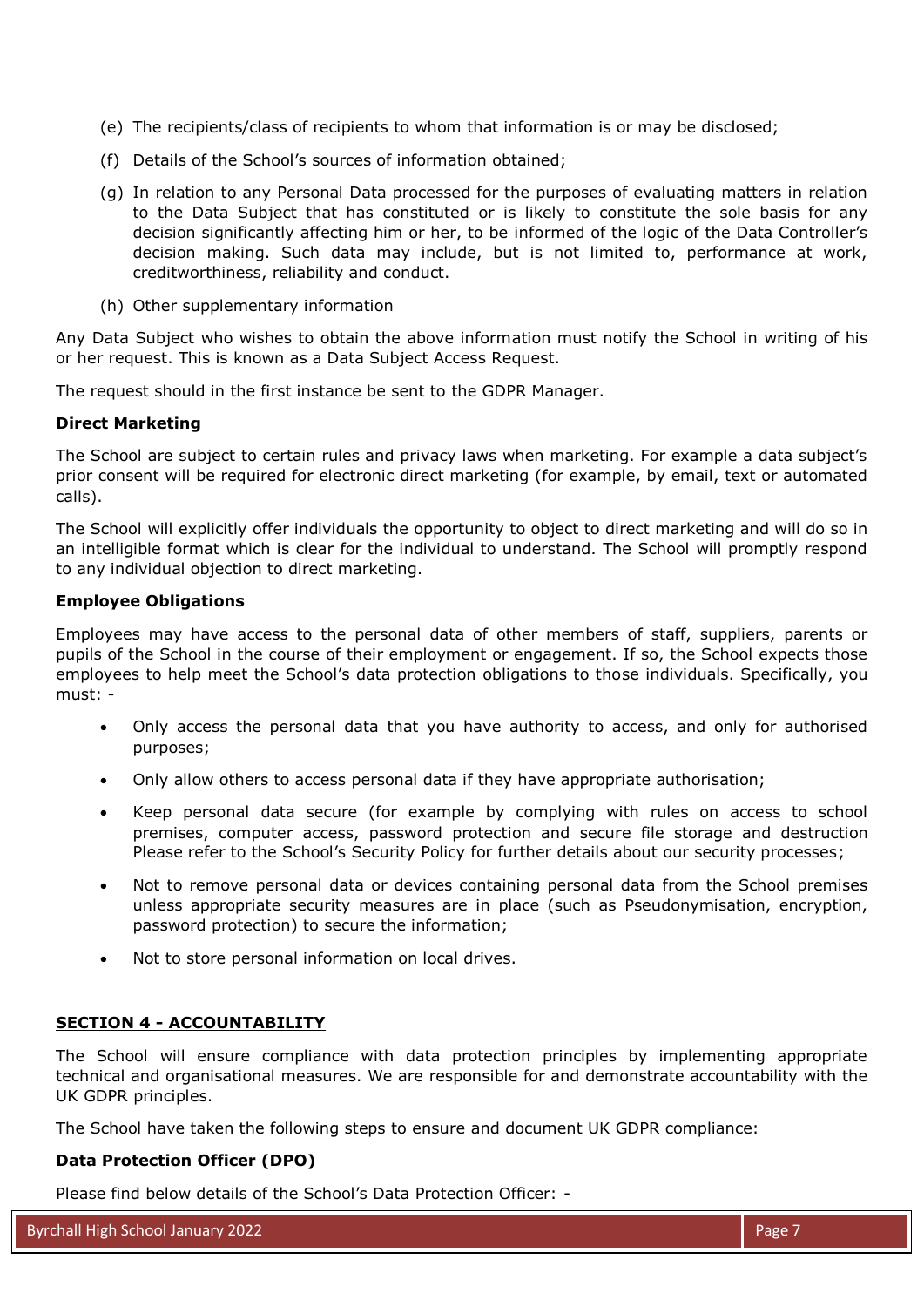(e) The recipients/class of recipients to whom that information is or may be disclosed;

(f) Details of the School's sources of information obtained;

(g) In relation to any Personal Data processed for the purposes of evaluating matters in relation to the Data Subject that has constituted or is likely to constitute the sole basis for any decision significantly affecting him or her, to be informed of the logic of the Data Controller's decision making. Such data may include, but is not limited to, performance at work, creditworthiness, reliability and conduct.

(h) Other supplementary information

Any Data Subject who wishes to obtain the above information must notify the School in writing of his or her request. This is known as a Data Subject Access Request.

The request should in the first instance be sent to the GDPR Manager.

**Direct Marketing**

The School are subject to certain rules and privacy laws when marketing. For example a data subject's prior consent will be required for electronic direct marketing (for example, by email, text or automated calls).

The School will explicitly offer individuals the opportunity to object to direct marketing and will do so in an intelligible format which is clear for the individual to understand. The School will promptly respond to any individual objection to direct marketing.

**Employee Obligations**

Employees may have access to the personal data of other members of staff, suppliers, parents or pupils of the School in the course of their employment or engagement. If so, the School expects those employees to help meet the School's data protection obligations to those individuals. Specifically, you must: -

- Only access the personal data that you have authority to access, and only for authorised purposes;
- Only allow others to access personal data if they have appropriate authorisation;
- Keep personal data secure (for example by complying with rules on access to school premises, computer access, password protection and secure file storage and destruction Please refer to the School's Security Policy for further details about our security processes;
- Not to remove personal data or devices containing personal data from the School premises unless appropriate security measures are in place (such as Pseudonymisation, encryption, password protection) to secure the information;
- Not to store personal information on local drives.

## SECTION 4 - ACCOUNTABILITY

The School will ensure compliance with data protection principles by implementing appropriate technical and organisational measures. We are responsible for and demonstrate accountability with the UK GDPR principles.

The School have taken the following steps to ensure and document UK GDPR compliance:

**Data Protection Officer (DPO)**

Please find below details of the School's Data Protection Officer: -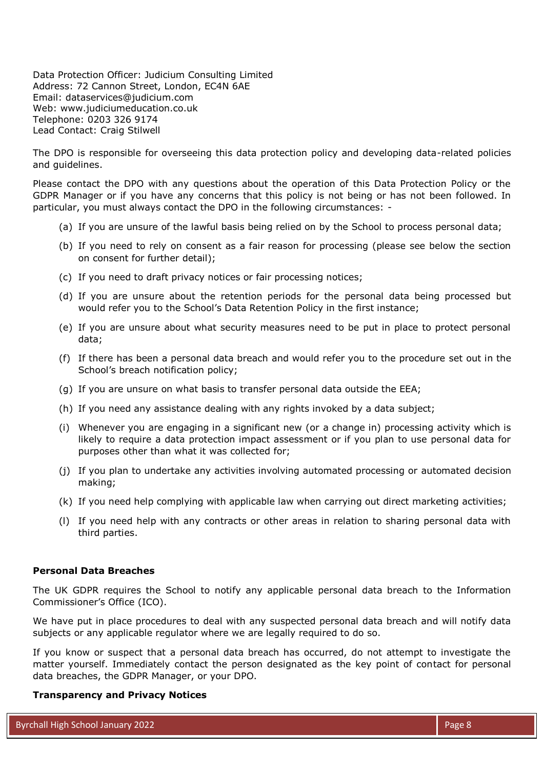Data Protection Officer: Judicium Consulting Limited
Address: 72 Cannon Street, London, EC4N 6AE
Email: dataservices@judicium.com
Web: www.judiciumeducation.co.uk
Telephone: 0203 326 9174
Lead Contact: Craig Stilwell

The DPO is responsible for overseeing this data protection policy and developing data-related policies and guidelines.

Please contact the DPO with any questions about the operation of this Data Protection Policy or the GDPR Manager or if you have any concerns that this policy is not being or has not been followed. In particular, you must always contact the DPO in the following circumstances: -

(a) If you are unsure of the lawful basis being relied on by the School to process personal data;

(b) If you need to rely on consent as a fair reason for processing (please see below the section on consent for further detail);

(c) If you need to draft privacy notices or fair processing notices;

(d) If you are unsure about the retention periods for the personal data being processed but would refer you to the School's Data Retention Policy in the first instance;

(e) If you are unsure about what security measures need to be put in place to protect personal data;

(f) If there has been a personal data breach and would refer you to the procedure set out in the School's breach notification policy;

(g) If you are unsure on what basis to transfer personal data outside the EEA;

(h) If you need any assistance dealing with any rights invoked by a data subject;

(i) Whenever you are engaging in a significant new (or a change in) processing activity which is likely to require a data protection impact assessment or if you plan to use personal data for purposes other than what it was collected for;

(j) If you plan to undertake any activities involving automated processing or automated decision making;

(k) If you need help complying with applicable law when carrying out direct marketing activities;

(l) If you need help with any contracts or other areas in relation to sharing personal data with third parties.

**Personal Data Breaches**

The UK GDPR requires the School to notify any applicable personal data breach to the Information Commissioner's Office (ICO).

We have put in place procedures to deal with any suspected personal data breach and will notify data subjects or any applicable regulator where we are legally required to do so.

If you know or suspect that a personal data breach has occurred, do not attempt to investigate the matter yourself. Immediately contact the person designated as the key point of contact for personal data breaches, the GDPR Manager, or your DPO.

**Transparency and Privacy Notices**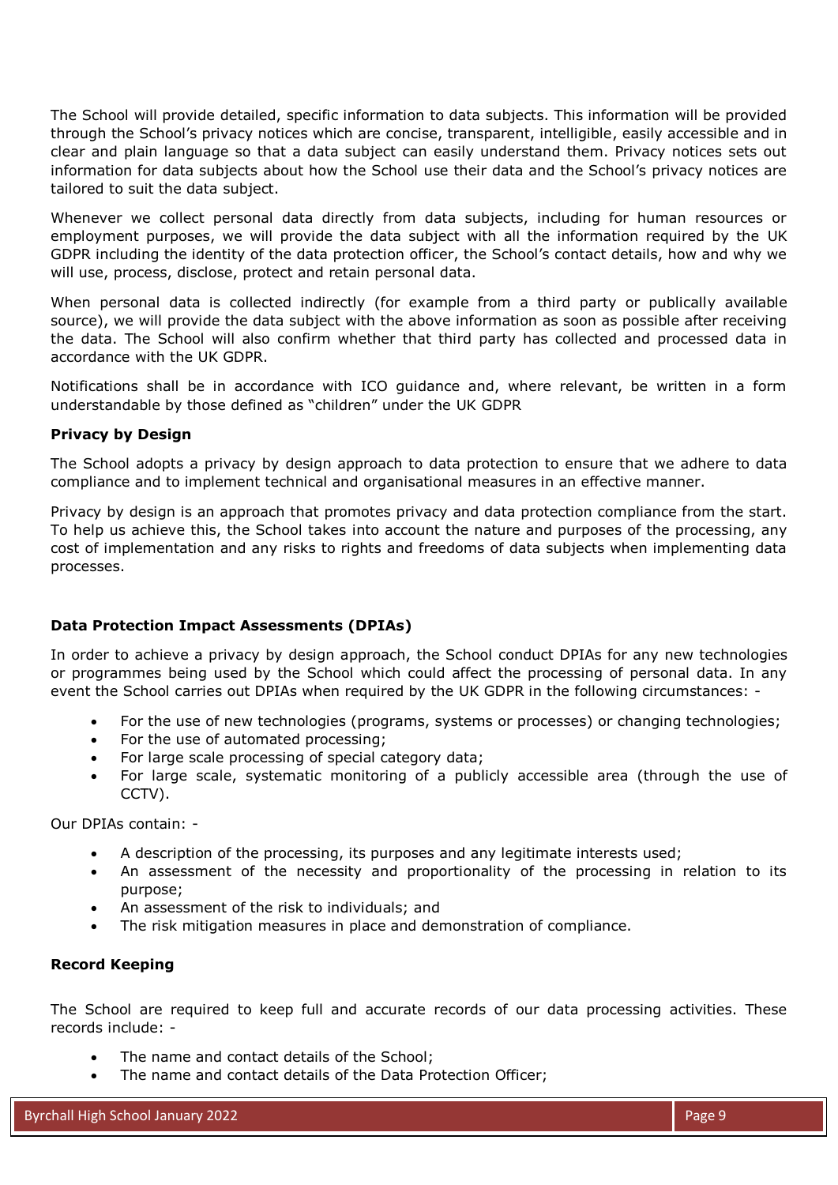The School will provide detailed, specific information to data subjects. This information will be provided through the School's privacy notices which are concise, transparent, intelligible, easily accessible and in clear and plain language so that a data subject can easily understand them. Privacy notices sets out information for data subjects about how the School use their data and the School's privacy notices are tailored to suit the data subject.

Whenever we collect personal data directly from data subjects, including for human resources or employment purposes, we will provide the data subject with all the information required by the UK GDPR including the identity of the data protection officer, the School's contact details, how and why we will use, process, disclose, protect and retain personal data.

When personal data is collected indirectly (for example from a third party or publically available source), we will provide the data subject with the above information as soon as possible after receiving the data. The School will also confirm whether that third party has collected and processed data in accordance with the UK GDPR.

Notifications shall be in accordance with ICO guidance and, where relevant, be written in a form understandable by those defined as "children" under the UK GDPR

**Privacy by Design**

The School adopts a privacy by design approach to data protection to ensure that we adhere to data compliance and to implement technical and organisational measures in an effective manner.

Privacy by design is an approach that promotes privacy and data protection compliance from the start. To help us achieve this, the School takes into account the nature and purposes of the processing, any cost of implementation and any risks to rights and freedoms of data subjects when implementing data processes.

**Data Protection Impact Assessments (DPIAs)**

In order to achieve a privacy by design approach, the School conduct DPIAs for any new technologies or programmes being used by the School which could affect the processing of personal data. In any event the School carries out DPIAs when required by the UK GDPR in the following circumstances: -

- For the use of new technologies (programs, systems or processes) or changing technologies;
- For the use of automated processing;
- For large scale processing of special category data;
- For large scale, systematic monitoring of a publicly accessible area (through the use of CCTV).

Our DPIAs contain: -

- A description of the processing, its purposes and any legitimate interests used;
- An assessment of the necessity and proportionality of the processing in relation to its purpose;
- An assessment of the risk to individuals; and
- The risk mitigation measures in place and demonstration of compliance.

**Record Keeping**

The School are required to keep full and accurate records of our data processing activities. These records include: -

- The name and contact details of the School;
- The name and contact details of the Data Protection Officer;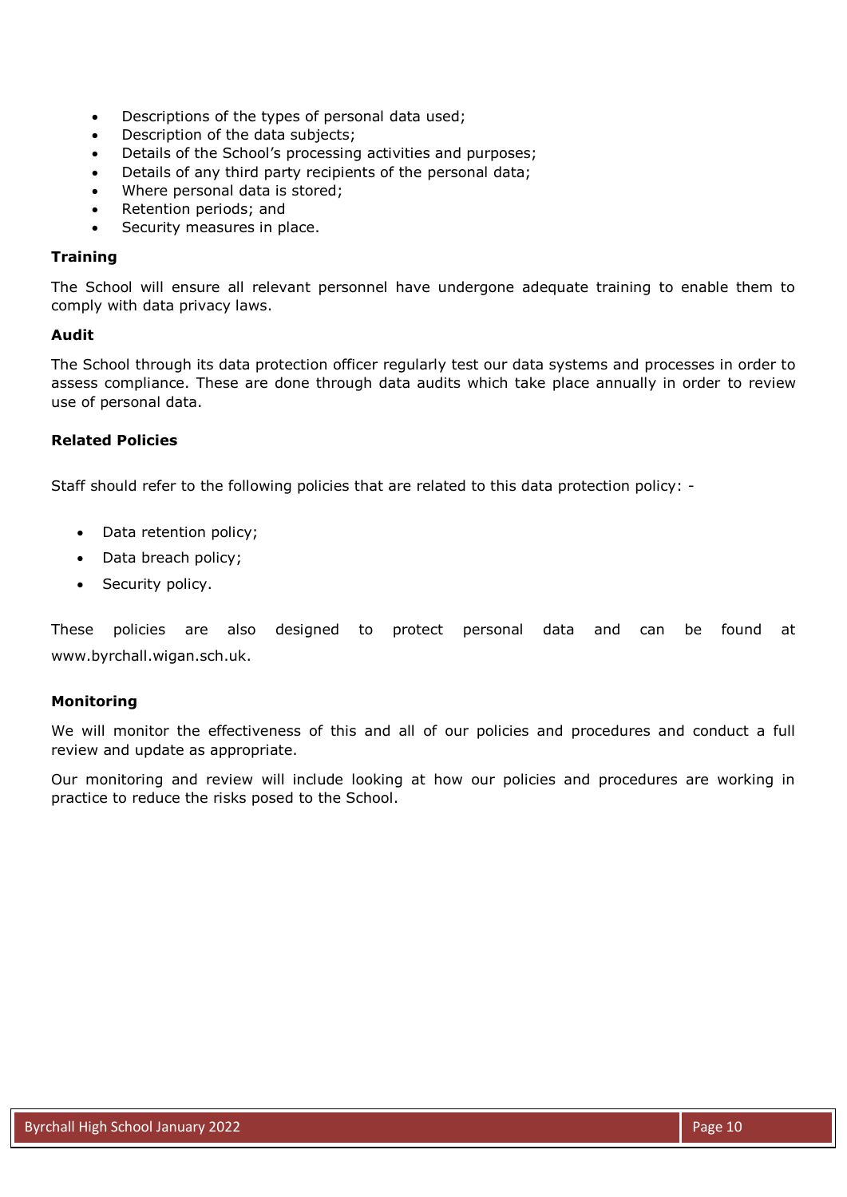- Descriptions of the types of personal data used;
- Description of the data subjects;
- Details of the School's processing activities and purposes;
- Details of any third party recipients of the personal data;
- Where personal data is stored;
- Retention periods; and
- Security measures in place.

**Training**

The School will ensure all relevant personnel have undergone adequate training to enable them to comply with data privacy laws.

**Audit**

The School through its data protection officer regularly test our data systems and processes in order to assess compliance. These are done through data audits which take place annually in order to review use of personal data.

**Related Policies**

Staff should refer to the following policies that are related to this data protection policy: -

- Data retention policy;
- Data breach policy;
- Security policy.

These policies are also designed to protect personal data and can be found at www.byrchall.wigan.sch.uk.

**Monitoring**

We will monitor the effectiveness of this and all of our policies and procedures and conduct a full review and update as appropriate.

Our monitoring and review will include looking at how our policies and procedures are working in practice to reduce the risks posed to the School.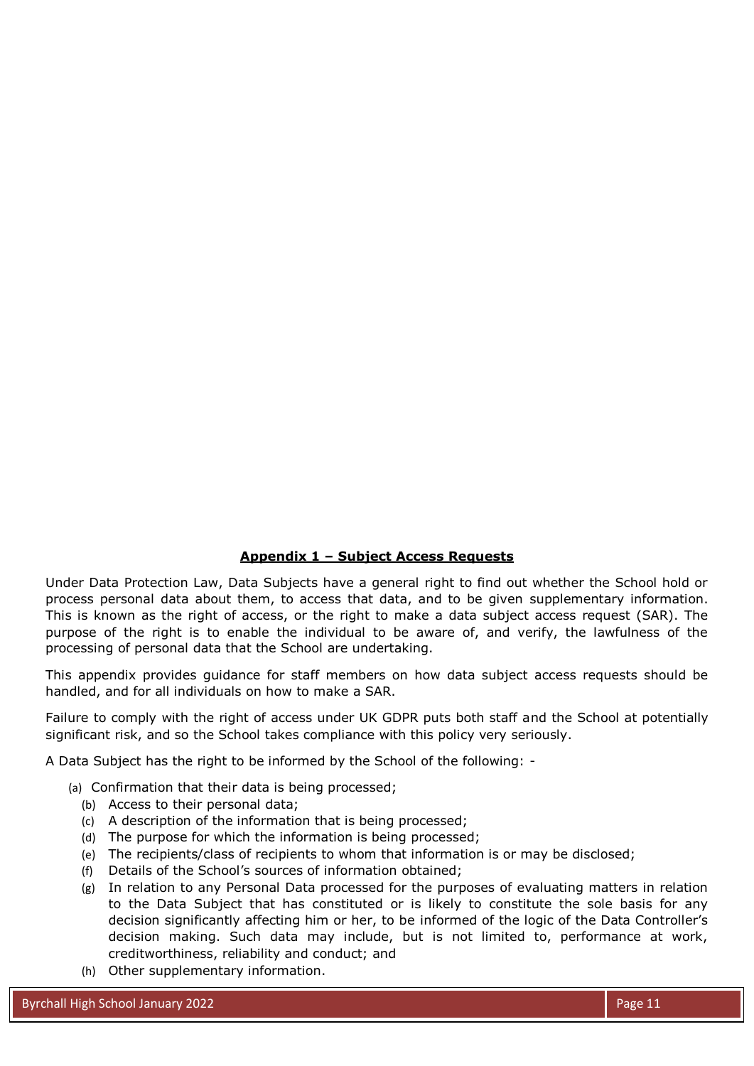## Appendix 1 – Subject Access Requests

Under Data Protection Law, Data Subjects have a general right to find out whether the School hold or process personal data about them, to access that data, and to be given supplementary information. This is known as the right of access, or the right to make a data subject access request (SAR). The purpose of the right is to enable the individual to be aware of, and verify, the lawfulness of the processing of personal data that the School are undertaking.

This appendix provides guidance for staff members on how data subject access requests should be handled, and for all individuals on how to make a SAR.

Failure to comply with the right of access under UK GDPR puts both staff and the School at potentially significant risk, and so the School takes compliance with this policy very seriously.

A Data Subject has the right to be informed by the School of the following: -

(a) Confirmation that their data is being processed;
(b) Access to their personal data;
(c) A description of the information that is being processed;
(d) The purpose for which the information is being processed;
(e) The recipients/class of recipients to whom that information is or may be disclosed;
(f) Details of the School's sources of information obtained;
(g) In relation to any Personal Data processed for the purposes of evaluating matters in relation to the Data Subject that has constituted or is likely to constitute the sole basis for any decision significantly affecting him or her, to be informed of the logic of the Data Controller's decision making. Such data may include, but is not limited to, performance at work, creditworthiness, reliability and conduct; and
(h) Other supplementary information.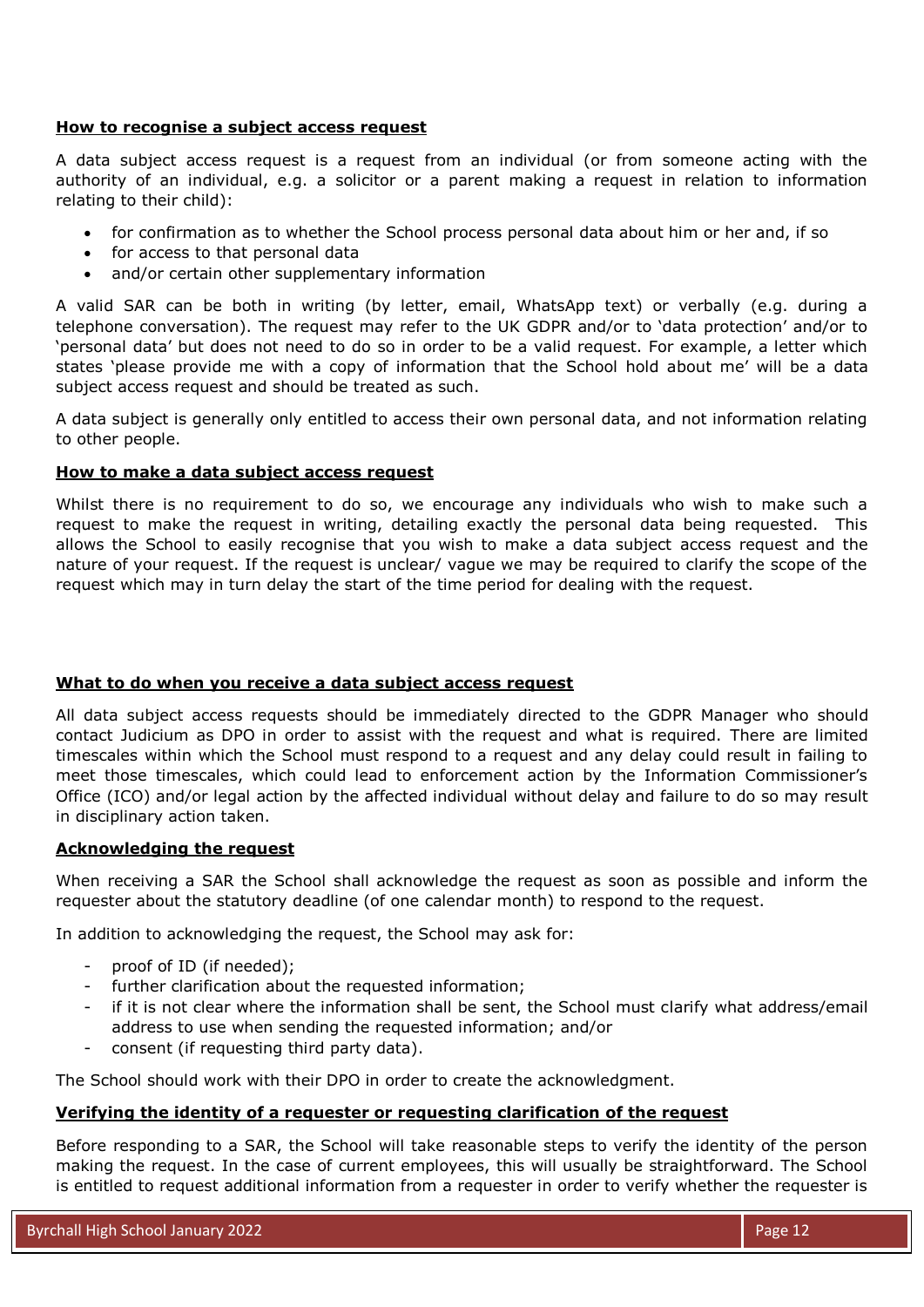**How to recognise a subject access request**

A data subject access request is a request from an individual (or from someone acting with the authority of an individual, e.g. a solicitor or a parent making a request in relation to information relating to their child):

- for confirmation as to whether the School process personal data about him or her and, if so
- for access to that personal data
- and/or certain other supplementary information

A valid SAR can be both in writing (by letter, email, WhatsApp text) or verbally (e.g. during a telephone conversation). The request may refer to the UK GDPR and/or to 'data protection' and/or to 'personal data' but does not need to do so in order to be a valid request. For example, a letter which states 'please provide me with a copy of information that the School hold about me' will be a data subject access request and should be treated as such.

A data subject is generally only entitled to access their own personal data, and not information relating to other people.

**How to make a data subject access request**

Whilst there is no requirement to do so, we encourage any individuals who wish to make such a request to make the request in writing, detailing exactly the personal data being requested. This allows the School to easily recognise that you wish to make a data subject access request and the nature of your request. If the request is unclear/ vague we may be required to clarify the scope of the request which may in turn delay the start of the time period for dealing with the request.

**What to do when you receive a data subject access request**

All data subject access requests should be immediately directed to the GDPR Manager who should contact Judicium as DPO in order to assist with the request and what is required. There are limited timescales within which the School must respond to a request and any delay could result in failing to meet those timescales, which could lead to enforcement action by the Information Commissioner's Office (ICO) and/or legal action by the affected individual without delay and failure to do so may result in disciplinary action taken.

**Acknowledging the request**

When receiving a SAR the School shall acknowledge the request as soon as possible and inform the requester about the statutory deadline (of one calendar month) to respond to the request.

In addition to acknowledging the request, the School may ask for:

- proof of ID (if needed);
- further clarification about the requested information;
- if it is not clear where the information shall be sent, the School must clarify what address/email address to use when sending the requested information; and/or
- consent (if requesting third party data).

The School should work with their DPO in order to create the acknowledgment.

**Verifying the identity of a requester or requesting clarification of the request**

Before responding to a SAR, the School will take reasonable steps to verify the identity of the person making the request. In the case of current employees, this will usually be straightforward. The School is entitled to request additional information from a requester in order to verify whether the requester is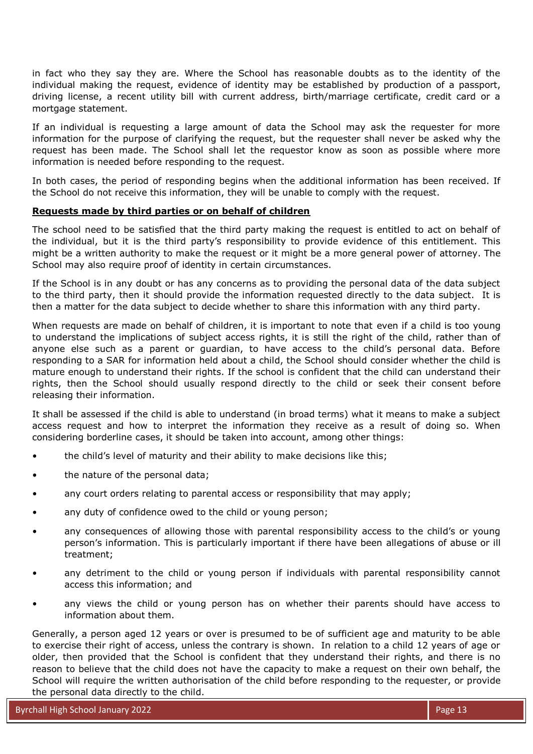in fact who they say they are. Where the School has reasonable doubts as to the identity of the individual making the request, evidence of identity may be established by production of a passport, driving license, a recent utility bill with current address, birth/marriage certificate, credit card or a mortgage statement.

If an individual is requesting a large amount of data the School may ask the requester for more information for the purpose of clarifying the request, but the requester shall never be asked why the request has been made. The School shall let the requestor know as soon as possible where more information is needed before responding to the request.

In both cases, the period of responding begins when the additional information has been received. If the School do not receive this information, they will be unable to comply with the request.

**Requests made by third parties or on behalf of children**

The school need to be satisfied that the third party making the request is entitled to act on behalf of the individual, but it is the third party's responsibility to provide evidence of this entitlement. This might be a written authority to make the request or it might be a more general power of attorney. The School may also require proof of identity in certain circumstances.

If the School is in any doubt or has any concerns as to providing the personal data of the data subject to the third party, then it should provide the information requested directly to the data subject. It is then a matter for the data subject to decide whether to share this information with any third party.

When requests are made on behalf of children, it is important to note that even if a child is too young to understand the implications of subject access rights, it is still the right of the child, rather than of anyone else such as a parent or guardian, to have access to the child's personal data. Before responding to a SAR for information held about a child, the School should consider whether the child is mature enough to understand their rights. If the school is confident that the child can understand their rights, then the School should usually respond directly to the child or seek their consent before releasing their information.

It shall be assessed if the child is able to understand (in broad terms) what it means to make a subject access request and how to interpret the information they receive as a result of doing so. When considering borderline cases, it should be taken into account, among other things:

- the child's level of maturity and their ability to make decisions like this;
- the nature of the personal data;
- any court orders relating to parental access or responsibility that may apply;
- any duty of confidence owed to the child or young person;
- any consequences of allowing those with parental responsibility access to the child's or young person's information. This is particularly important if there have been allegations of abuse or ill treatment;
- any detriment to the child or young person if individuals with parental responsibility cannot access this information; and
- any views the child or young person has on whether their parents should have access to information about them.

Generally, a person aged 12 years or over is presumed to be of sufficient age and maturity to be able to exercise their right of access, unless the contrary is shown. In relation to a child 12 years of age or older, then provided that the School is confident that they understand their rights, and there is no reason to believe that the child does not have the capacity to make a request on their own behalf, the School will require the written authorisation of the child before responding to the requester, or provide the personal data directly to the child.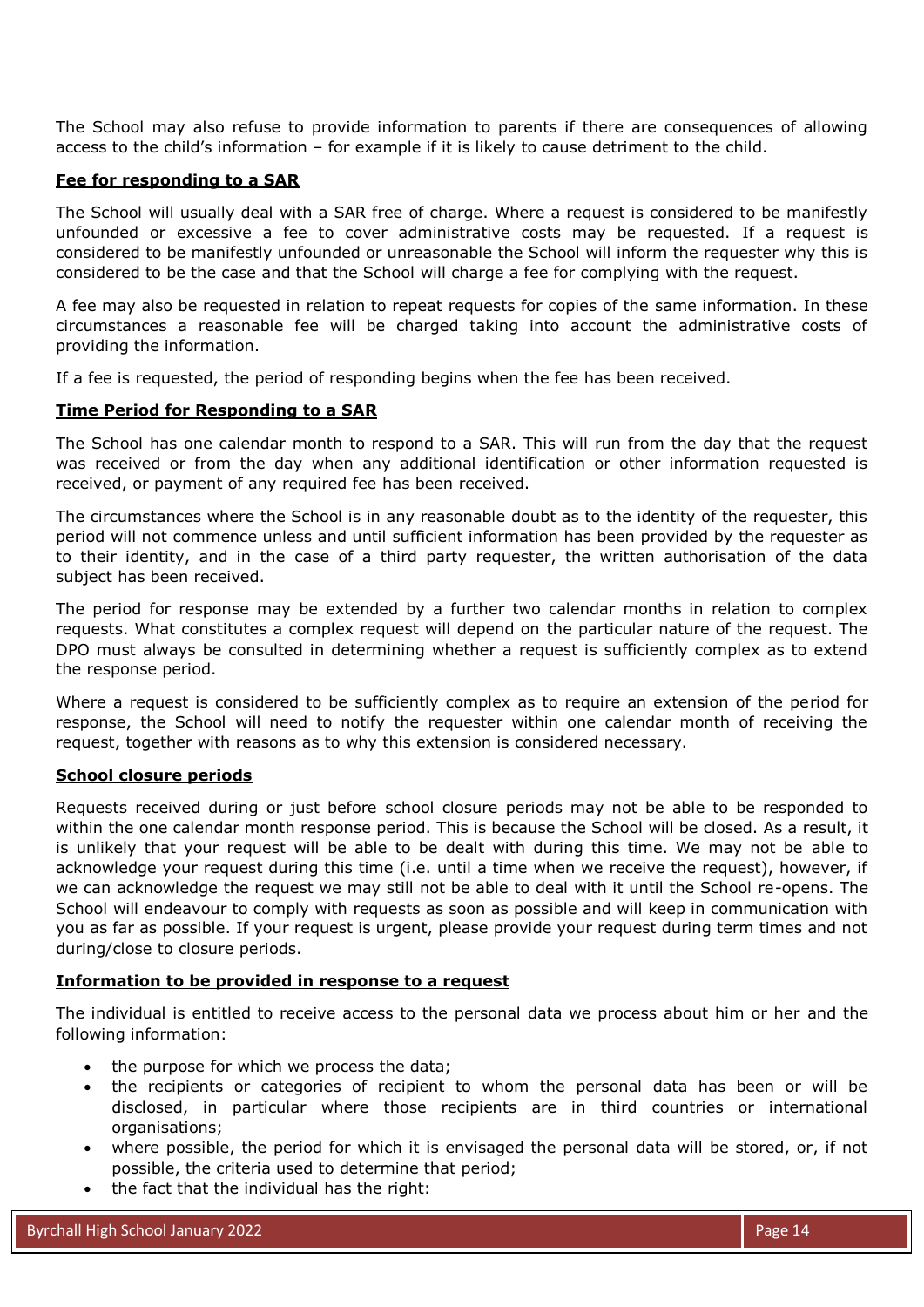The School may also refuse to provide information to parents if there are consequences of allowing access to the child's information – for example if it is likely to cause detriment to the child.

**Fee for responding to a SAR**

The School will usually deal with a SAR free of charge. Where a request is considered to be manifestly unfounded or excessive a fee to cover administrative costs may be requested. If a request is considered to be manifestly unfounded or unreasonable the School will inform the requester why this is considered to be the case and that the School will charge a fee for complying with the request.

A fee may also be requested in relation to repeat requests for copies of the same information. In these circumstances a reasonable fee will be charged taking into account the administrative costs of providing the information.

If a fee is requested, the period of responding begins when the fee has been received.

**Time Period for Responding to a SAR**

The School has one calendar month to respond to a SAR. This will run from the day that the request was received or from the day when any additional identification or other information requested is received, or payment of any required fee has been received.

The circumstances where the School is in any reasonable doubt as to the identity of the requester, this period will not commence unless and until sufficient information has been provided by the requester as to their identity, and in the case of a third party requester, the written authorisation of the data subject has been received.

The period for response may be extended by a further two calendar months in relation to complex requests. What constitutes a complex request will depend on the particular nature of the request. The DPO must always be consulted in determining whether a request is sufficiently complex as to extend the response period.

Where a request is considered to be sufficiently complex as to require an extension of the period for response, the School will need to notify the requester within one calendar month of receiving the request, together with reasons as to why this extension is considered necessary.

**School closure periods**

Requests received during or just before school closure periods may not be able to be responded to within the one calendar month response period. This is because the School will be closed. As a result, it is unlikely that your request will be able to be dealt with during this time. We may not be able to acknowledge your request during this time (i.e. until a time when we receive the request), however, if we can acknowledge the request we may still not be able to deal with it until the School re-opens. The School will endeavour to comply with requests as soon as possible and will keep in communication with you as far as possible. If your request is urgent, please provide your request during term times and not during/close to closure periods.

**Information to be provided in response to a request**

The individual is entitled to receive access to the personal data we process about him or her and the following information:

- the purpose for which we process the data;
- the recipients or categories of recipient to whom the personal data has been or will be disclosed, in particular where those recipients are in third countries or international organisations;
- where possible, the period for which it is envisaged the personal data will be stored, or, if not possible, the criteria used to determine that period;
- the fact that the individual has the right: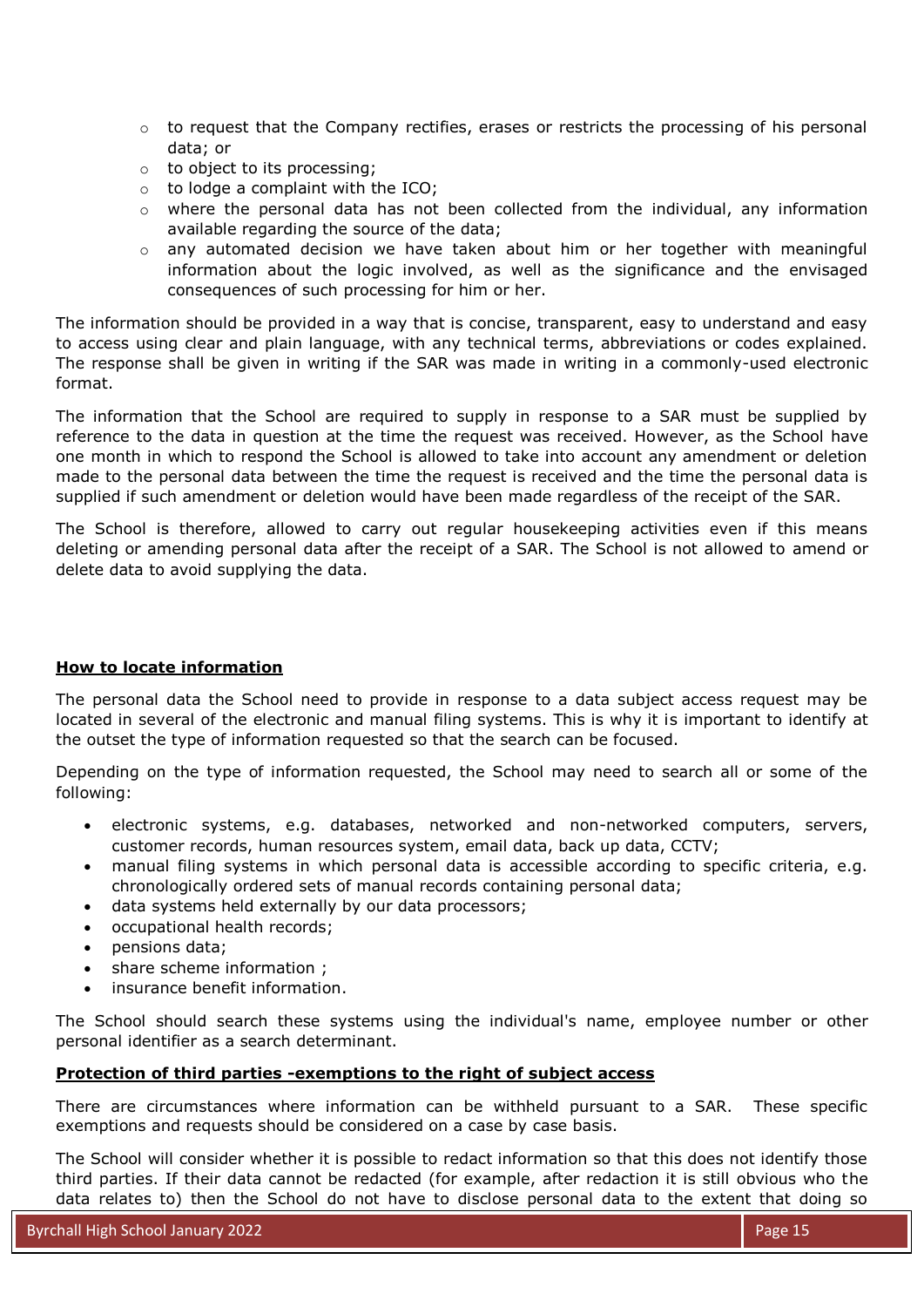- to request that the Company rectifies, erases or restricts the processing of his personal data; or
- to object to its processing;
- to lodge a complaint with the ICO;
- where the personal data has not been collected from the individual, any information available regarding the source of the data;
- any automated decision we have taken about him or her together with meaningful information about the logic involved, as well as the significance and the envisaged consequences of such processing for him or her.

The information should be provided in a way that is concise, transparent, easy to understand and easy to access using clear and plain language, with any technical terms, abbreviations or codes explained. The response shall be given in writing if the SAR was made in writing in a commonly-used electronic format.

The information that the School are required to supply in response to a SAR must be supplied by reference to the data in question at the time the request was received. However, as the School have one month in which to respond the School is allowed to take into account any amendment or deletion made to the personal data between the time the request is received and the time the personal data is supplied if such amendment or deletion would have been made regardless of the receipt of the SAR.

The School is therefore, allowed to carry out regular housekeeping activities even if this means deleting or amending personal data after the receipt of a SAR. The School is not allowed to amend or delete data to avoid supplying the data.

**How to locate information**

The personal data the School need to provide in response to a data subject access request may be located in several of the electronic and manual filing systems. This is why it is important to identify at the outset the type of information requested so that the search can be focused.

Depending on the type of information requested, the School may need to search all or some of the following:

- electronic systems, e.g. databases, networked and non-networked computers, servers, customer records, human resources system, email data, back up data, CCTV;
- manual filing systems in which personal data is accessible according to specific criteria, e.g. chronologically ordered sets of manual records containing personal data;
- data systems held externally by our data processors;
- occupational health records;
- pensions data;
- share scheme information ;
- insurance benefit information.

The School should search these systems using the individual's name, employee number or other personal identifier as a search determinant.

**Protection of third parties -exemptions to the right of subject access**

There are circumstances where information can be withheld pursuant to a SAR. These specific exemptions and requests should be considered on a case by case basis.

The School will consider whether it is possible to redact information so that this does not identify those third parties. If their data cannot be redacted (for example, after redaction it is still obvious who the data relates to) then the School do not have to disclose personal data to the extent that doing so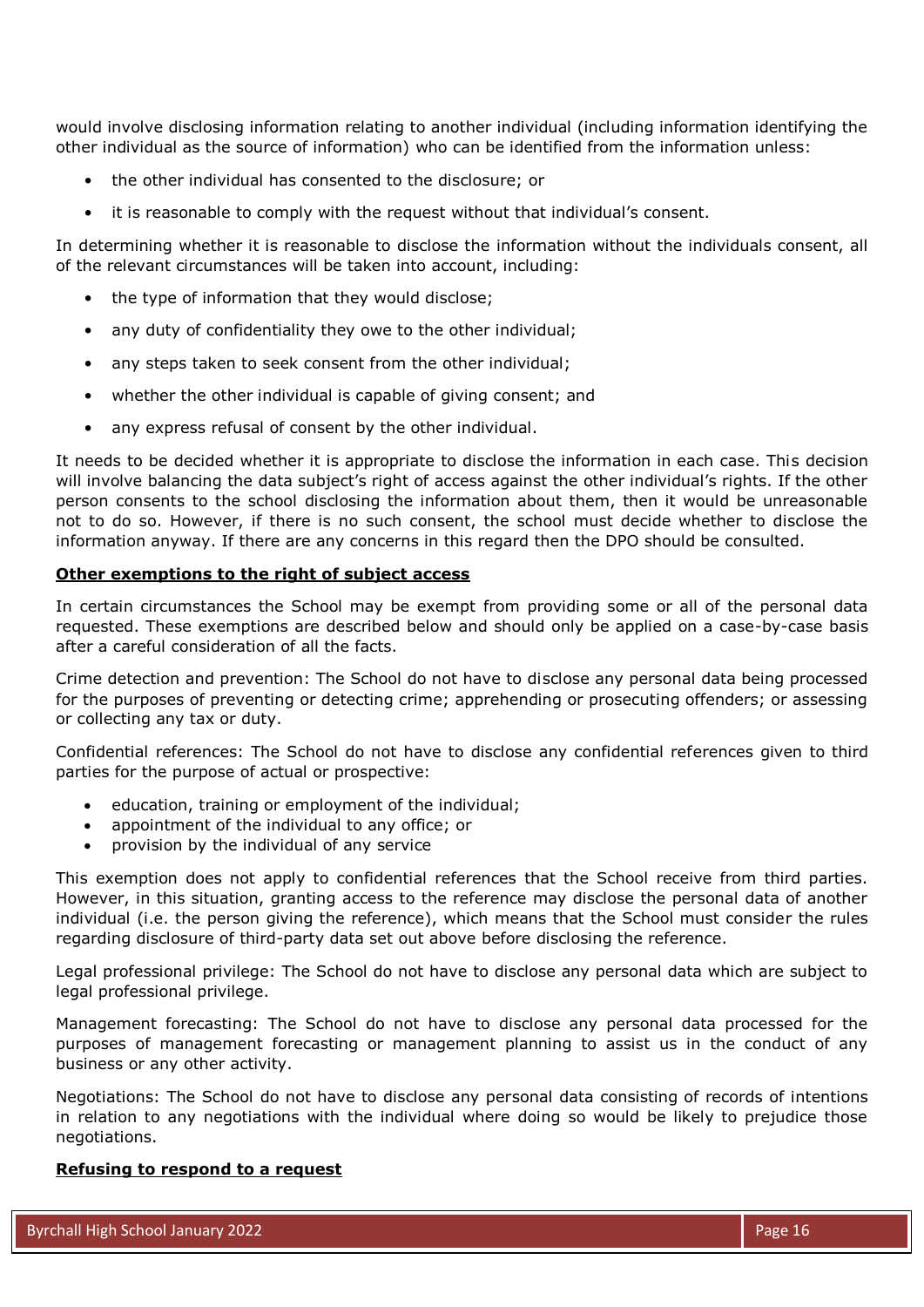would involve disclosing information relating to another individual (including information identifying the other individual as the source of information) who can be identified from the information unless:

- the other individual has consented to the disclosure; or
- it is reasonable to comply with the request without that individual's consent.

In determining whether it is reasonable to disclose the information without the individuals consent, all of the relevant circumstances will be taken into account, including:

- the type of information that they would disclose;
- any duty of confidentiality they owe to the other individual;
- any steps taken to seek consent from the other individual;
- whether the other individual is capable of giving consent; and
- any express refusal of consent by the other individual.

It needs to be decided whether it is appropriate to disclose the information in each case. This decision will involve balancing the data subject's right of access against the other individual's rights. If the other person consents to the school disclosing the information about them, then it would be unreasonable not to do so. However, if there is no such consent, the school must decide whether to disclose the information anyway. If there are any concerns in this regard then the DPO should be consulted.

**Other exemptions to the right of subject access**

In certain circumstances the School may be exempt from providing some or all of the personal data requested. These exemptions are described below and should only be applied on a case-by-case basis after a careful consideration of all the facts.

Crime detection and prevention: The School do not have to disclose any personal data being processed for the purposes of preventing or detecting crime; apprehending or prosecuting offenders; or assessing or collecting any tax or duty.

Confidential references: The School do not have to disclose any confidential references given to third parties for the purpose of actual or prospective:

- education, training or employment of the individual;
- appointment of the individual to any office; or
- provision by the individual of any service

This exemption does not apply to confidential references that the School receive from third parties. However, in this situation, granting access to the reference may disclose the personal data of another individual (i.e. the person giving the reference), which means that the School must consider the rules regarding disclosure of third-party data set out above before disclosing the reference.

Legal professional privilege: The School do not have to disclose any personal data which are subject to legal professional privilege.

Management forecasting: The School do not have to disclose any personal data processed for the purposes of management forecasting or management planning to assist us in the conduct of any business or any other activity.

Negotiations: The School do not have to disclose any personal data consisting of records of intentions in relation to any negotiations with the individual where doing so would be likely to prejudice those negotiations.

**Refusing to respond to a request**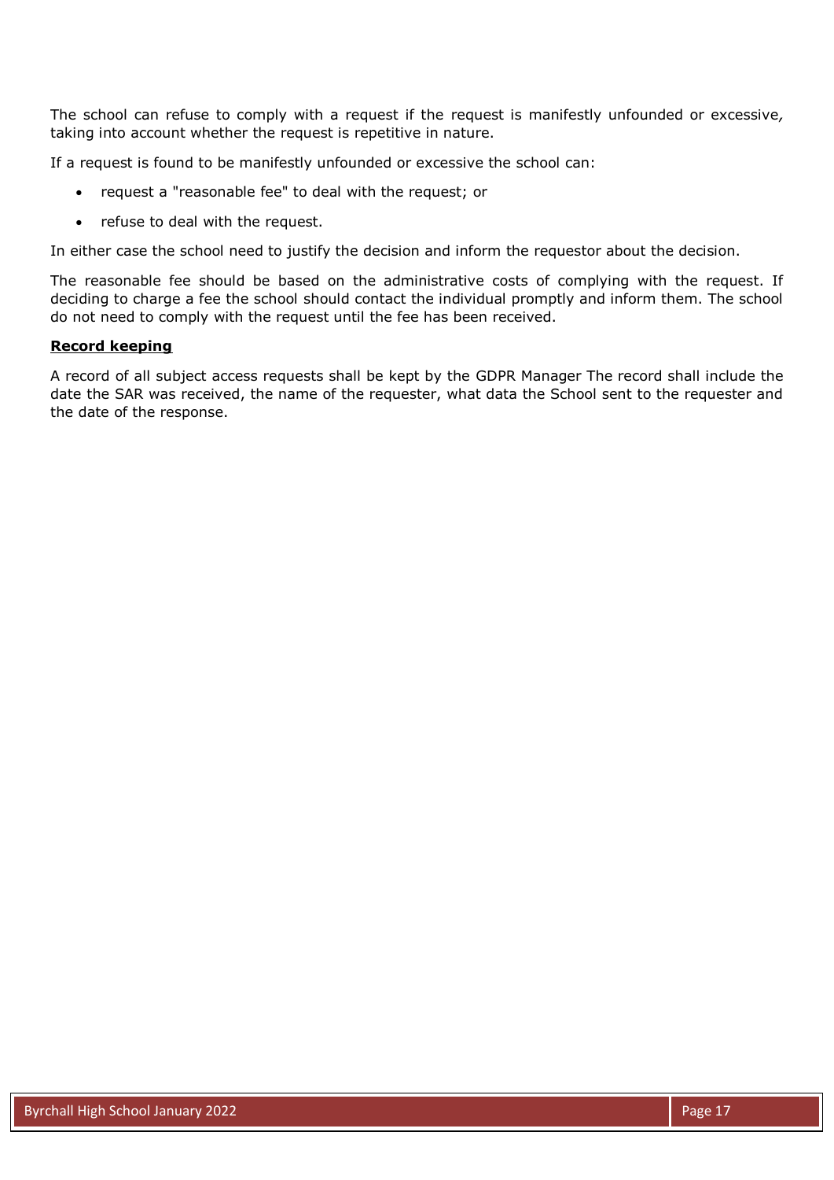The school can refuse to comply with a request if the request is manifestly unfounded or excessive, taking into account whether the request is repetitive in nature.

If a request is found to be manifestly unfounded or excessive the school can:

- request a "reasonable fee" to deal with the request; or
- refuse to deal with the request.

In either case the school need to justify the decision and inform the requestor about the decision.

The reasonable fee should be based on the administrative costs of complying with the request. If deciding to charge a fee the school should contact the individual promptly and inform them. The school do not need to comply with the request until the fee has been received.

**Record keeping**

A record of all subject access requests shall be kept by the GDPR Manager The record shall include the date the SAR was received, the name of the requester, what data the School sent to the requester and the date of the response.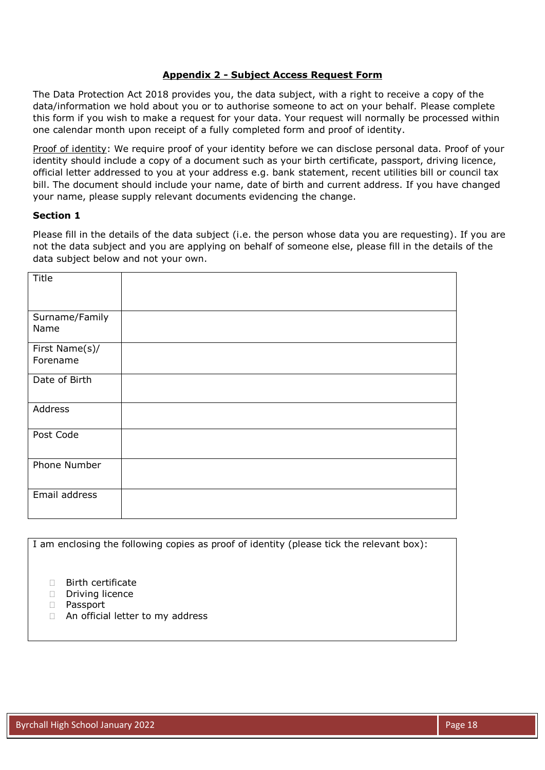## Appendix 2 - Subject Access Request Form

The Data Protection Act 2018 provides you, the data subject, with a right to receive a copy of the data/information we hold about you or to authorise someone to act on your behalf. Please complete this form if you wish to make a request for your data. Your request will normally be processed within one calendar month upon receipt of a fully completed form and proof of identity.

Proof of identity: We require proof of your identity before we can disclose personal data. Proof of your identity should include a copy of a document such as your birth certificate, passport, driving licence, official letter addressed to you at your address e.g. bank statement, recent utilities bill or council tax bill. The document should include your name, date of birth and current address. If you have changed your name, please supply relevant documents evidencing the change.

### Section 1

Please fill in the details of the data subject (i.e. the person whose data you are requesting). If you are not the data subject and you are applying on behalf of someone else, please fill in the details of the data subject below and not your own.

| | |
|---|---|
| Title | |
| Surname/Family Name | |
| First Name(s)/ Forename | |
| Date of Birth | |
| Address | |
| Post Code | |
| Phone Number | |
| Email address | |

I am enclosing the following copies as proof of identity (please tick the relevant box):

- ☐ Birth certificate
- ☐ Driving licence
- ☐ Passport
- ☐ An official letter to my address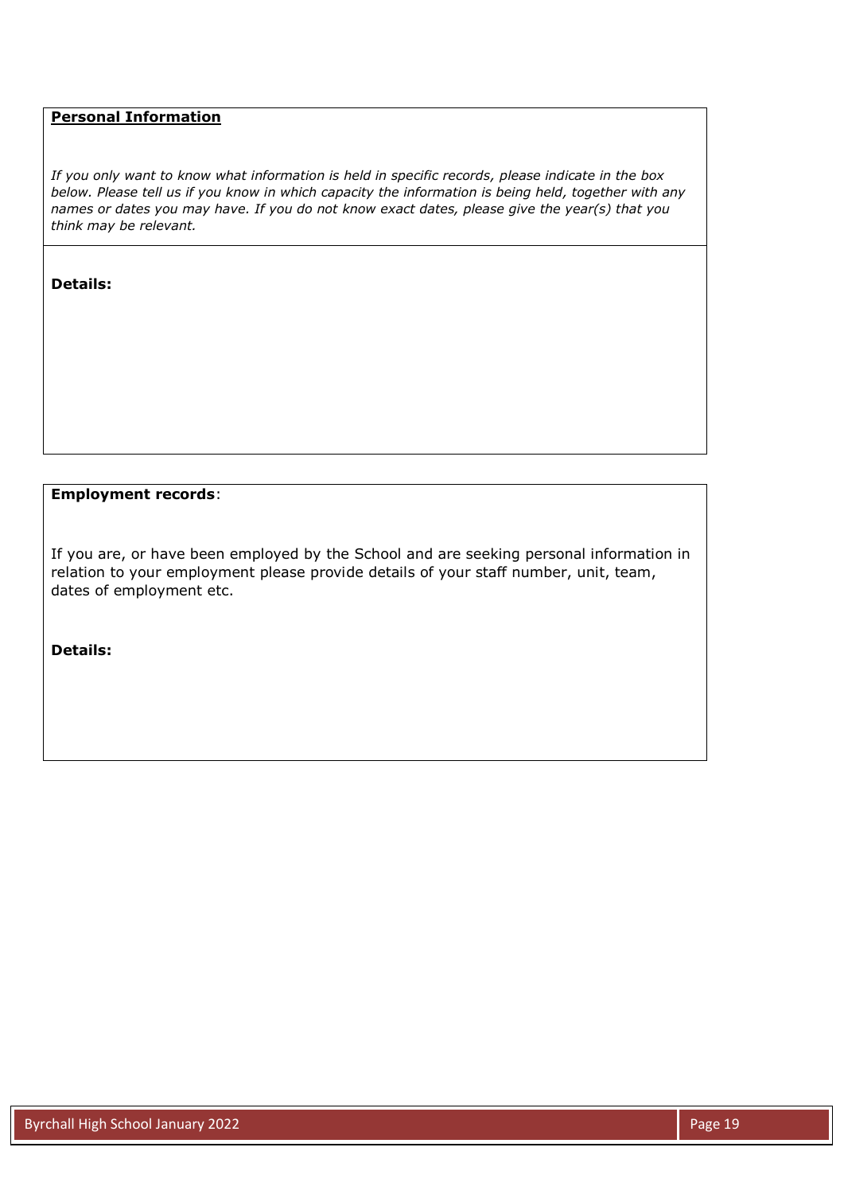**Personal Information**

*If you only want to know what information is held in specific records, please indicate in the box below. Please tell us if you know in which capacity the information is being held, together with any names or dates you may have. If you do not know exact dates, please give the year(s) that you think may be relevant.*

**Details:**

**Employment records**:

If you are, or have been employed by the School and are seeking personal information in relation to your employment please provide details of your staff number, unit, team, dates of employment etc.

**Details:**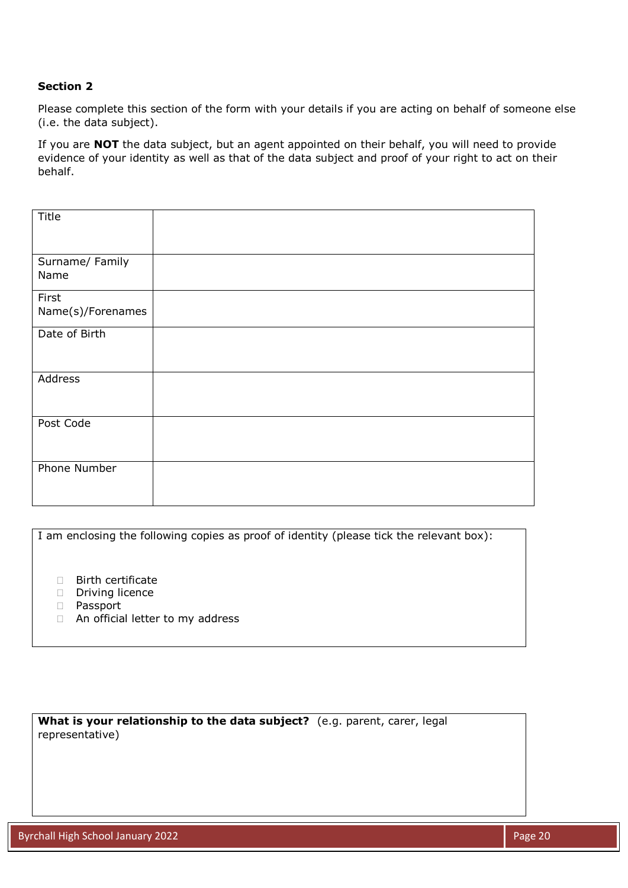**Section 2**

Please complete this section of the form with your details if you are acting on behalf of someone else (i.e. the data subject).

If you are **NOT** the data subject, but an agent appointed on their behalf, you will need to provide evidence of your identity as well as that of the data subject and proof of your right to act on their behalf.

| Title | |
|---|---|
| Surname/ Family Name | |
| First Name(s)/Forenames | |
| Date of Birth | |
| Address | |
| Post Code | |
| Phone Number | |

I am enclosing the following copies as proof of identity (please tick the relevant box):

- ☐ Birth certificate
- ☐ Driving licence
- ☐ Passport
- ☐ An official letter to my address

**What is your relationship to the data subject?** (e.g. parent, carer, legal representative)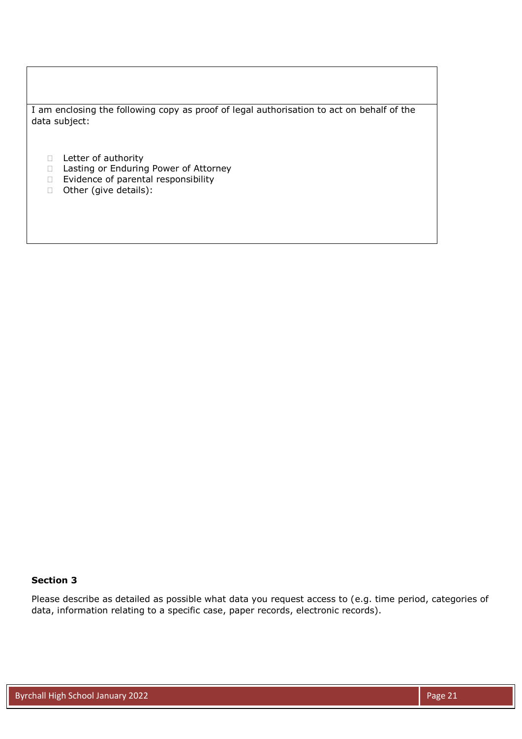I am enclosing the following copy as proof of legal authorisation to act on behalf of the data subject:

- ☐ Letter of authority
- ☐ Lasting or Enduring Power of Attorney
- ☐ Evidence of parental responsibility
- ☐ Other (give details):

**Section 3**

Please describe as detailed as possible what data you request access to (e.g. time period, categories of data, information relating to a specific case, paper records, electronic records).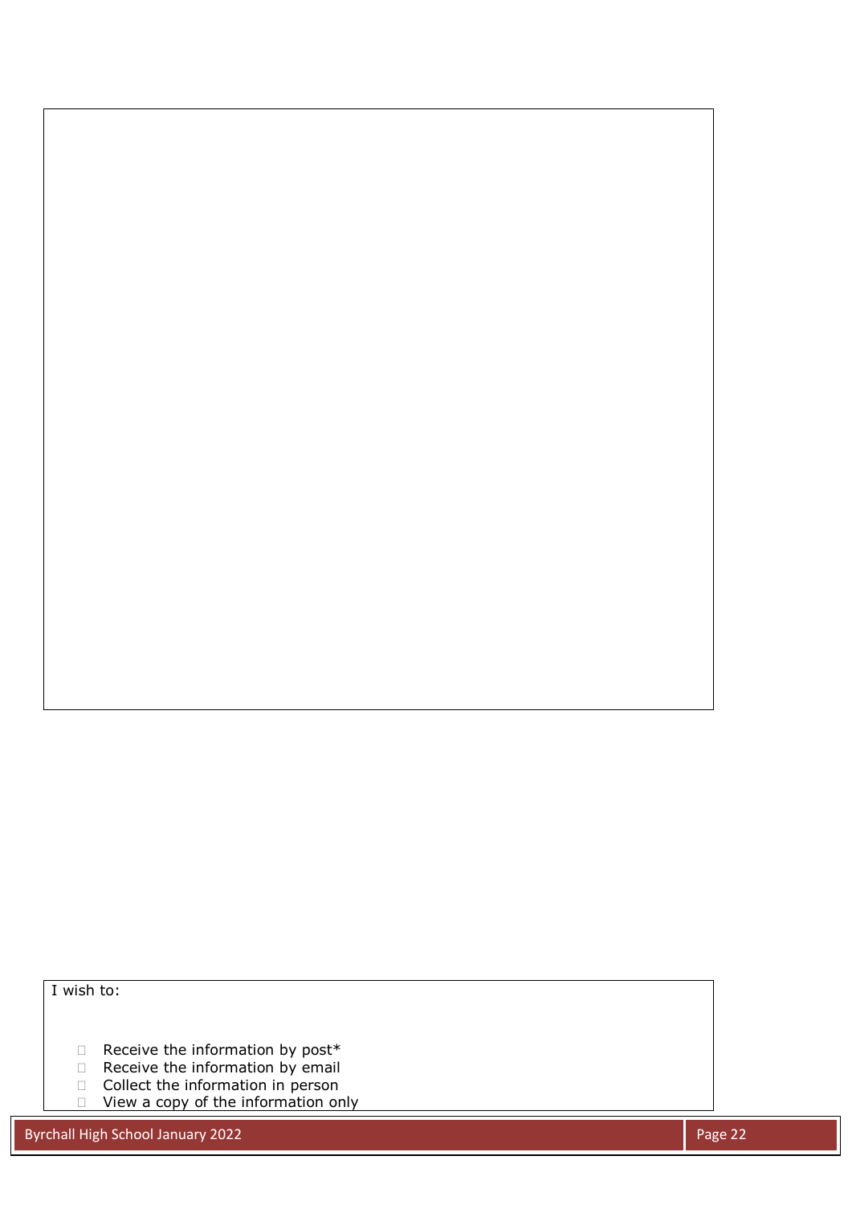I wish to:

- ☐ Receive the information by post*
- ☐ Receive the information by email
- ☐ Collect the information in person
- ☐ View a copy of the information only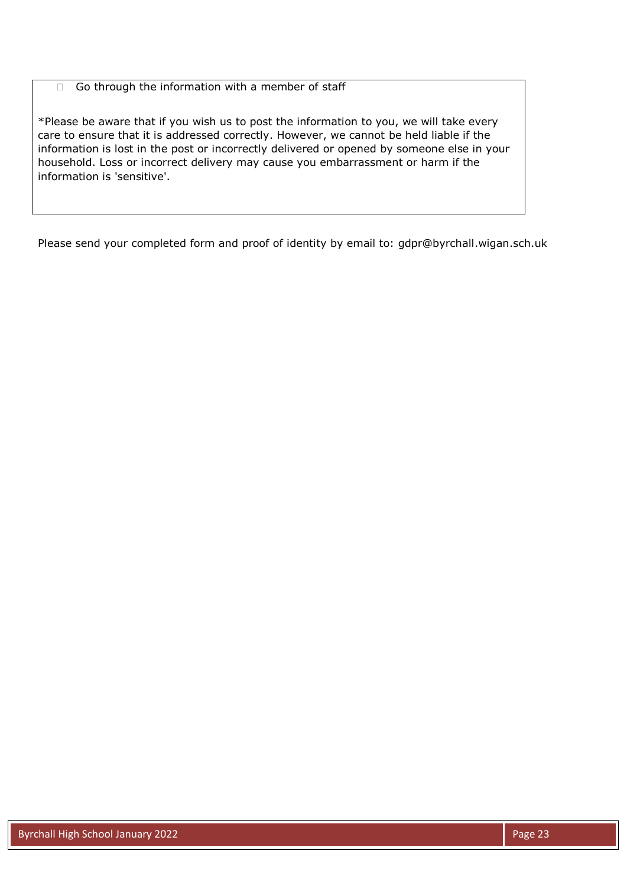- ☐ Go through the information with a member of staff

*Please be aware that if you wish us to post the information to you, we will take every care to ensure that it is addressed correctly. However, we cannot be held liable if the information is lost in the post or incorrectly delivered or opened by someone else in your household. Loss or incorrect delivery may cause you embarrassment or harm if the information is 'sensitive'.

Please send your completed form and proof of identity by email to: gdpr@byrchall.wigan.sch.uk